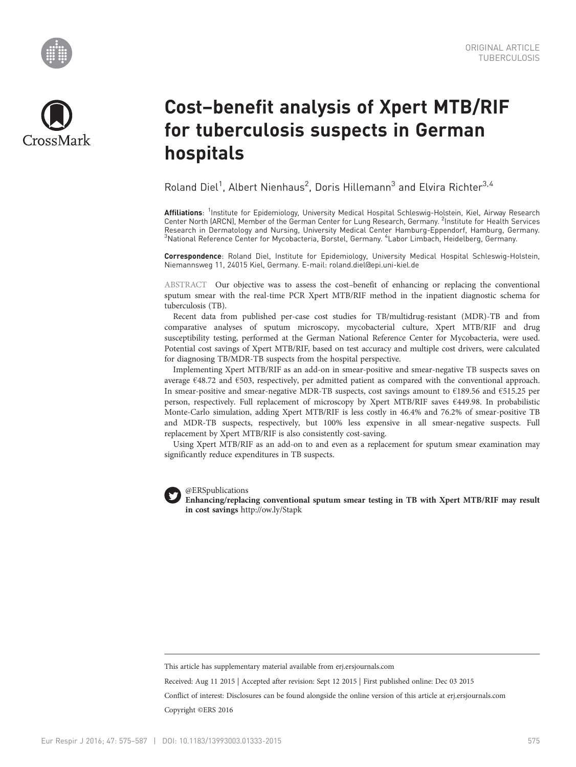ORIGINAL ARTICLE
TUBERCULOSIS

# Cost–benefit analysis of Xpert MTB/RIF for tuberculosis suspects in German hospitals

Roland Diel[1], Albert Nienhaus[2], Doris Hillemann[3] and Elvira Richter[3,4]

**Affiliations**: [1]Institute for Epidemiology, University Medical Hospital Schleswig-Holstein, Kiel, Airway Research Center North (ARCN), Member of the German Center for Lung Research, Germany. [2]Institute for Health Services Research in Dermatology and Nursing, University Medical Center Hamburg-Eppendorf, Hamburg, Germany. [3]National Reference Center for Mycobacteria, Borstel, Germany. [4]Labor Limbach, Heidelberg, Germany.

**Correspondence**: Roland Diel, Institute for Epidemiology, University Medical Hospital Schleswig-Holstein, Niemannsweg 11, 24015 Kiel, Germany. E-mail: roland.diel@epi.uni-kiel.de

ABSTRACT Our objective was to assess the cost–benefit of enhancing or replacing the conventional sputum smear with the real-time PCR Xpert MTB/RIF method in the inpatient diagnostic schema for tuberculosis (TB).

Recent data from published per-case cost studies for TB/multidrug-resistant (MDR)-TB and from comparative analyses of sputum microscopy, mycobacterial culture, Xpert MTB/RIF and drug susceptibility testing, performed at the German National Reference Center for Mycobacteria, were used. Potential cost savings of Xpert MTB/RIF, based on test accuracy and multiple cost drivers, were calculated for diagnosing TB/MDR-TB suspects from the hospital perspective.

Implementing Xpert MTB/RIF as an add-on in smear-positive and smear-negative TB suspects saves on average €48.72 and €503, respectively, per admitted patient as compared with the conventional approach. In smear-positive and smear-negative MDR-TB suspects, cost savings amount to €189.56 and €515.25 per person, respectively. Full replacement of microscopy by Xpert MTB/RIF saves €449.98. In probabilistic Monte-Carlo simulation, adding Xpert MTB/RIF is less costly in 46.4% and 76.2% of smear-positive TB and MDR-TB suspects, respectively, but 100% less expensive in all smear-negative suspects. Full replacement by Xpert MTB/RIF is also consistently cost-saving.

Using Xpert MTB/RIF as an add-on to and even as a replacement for sputum smear examination may significantly reduce expenditures in TB suspects.

@ERSpublications
**Enhancing/replacing conventional sputum smear testing in TB with Xpert MTB/RIF may result in cost savings** http://ow.ly/Stapk

This article has supplementary material available from erj.ersjournals.com

Received: Aug 11 2015 | Accepted after revision: Sept 12 2015 | First published online: Dec 03 2015

Conflict of interest: Disclosures can be found alongside the online version of this article at erj.ersjournals.com

Copyright ©ERS 2016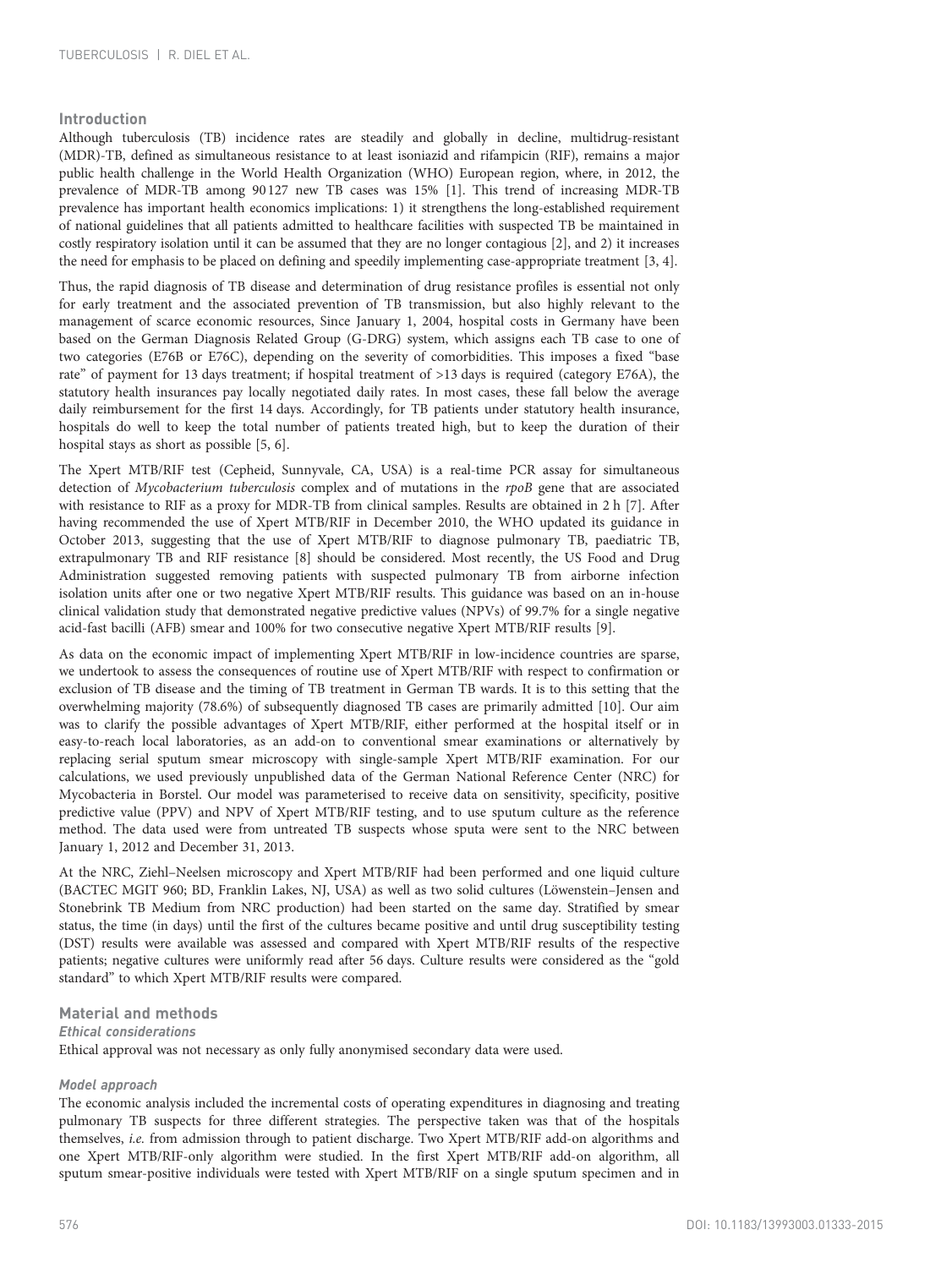## Introduction

Although tuberculosis (TB) incidence rates are steadily and globally in decline, multidrug-resistant (MDR)-TB, defined as simultaneous resistance to at least isoniazid and rifampicin (RIF), remains a major public health challenge in the World Health Organization (WHO) European region, where, in 2012, the prevalence of MDR-TB among 90 127 new TB cases was 15% [1]. This trend of increasing MDR-TB prevalence has important health economics implications: 1) it strengthens the long-established requirement of national guidelines that all patients admitted to healthcare facilities with suspected TB be maintained in costly respiratory isolation until it can be assumed that they are no longer contagious [2], and 2) it increases the need for emphasis to be placed on defining and speedily implementing case-appropriate treatment [3, 4].

Thus, the rapid diagnosis of TB disease and determination of drug resistance profiles is essential not only for early treatment and the associated prevention of TB transmission, but also highly relevant to the management of scarce economic resources, Since January 1, 2004, hospital costs in Germany have been based on the German Diagnosis Related Group (G-DRG) system, which assigns each TB case to one of two categories (E76B or E76C), depending on the severity of comorbidities. This imposes a fixed "base rate" of payment for 13 days treatment; if hospital treatment of >13 days is required (category E76A), the statutory health insurances pay locally negotiated daily rates. In most cases, these fall below the average daily reimbursement for the first 14 days. Accordingly, for TB patients under statutory health insurance, hospitals do well to keep the total number of patients treated high, but to keep the duration of their hospital stays as short as possible [5, 6].

The Xpert MTB/RIF test (Cepheid, Sunnyvale, CA, USA) is a real-time PCR assay for simultaneous detection of *Mycobacterium tuberculosis* complex and of mutations in the *rpoB* gene that are associated with resistance to RIF as a proxy for MDR-TB from clinical samples. Results are obtained in 2 h [7]. After having recommended the use of Xpert MTB/RIF in December 2010, the WHO updated its guidance in October 2013, suggesting that the use of Xpert MTB/RIF to diagnose pulmonary TB, paediatric TB, extrapulmonary TB and RIF resistance [8] should be considered. Most recently, the US Food and Drug Administration suggested removing patients with suspected pulmonary TB from airborne infection isolation units after one or two negative Xpert MTB/RIF results. This guidance was based on an in-house clinical validation study that demonstrated negative predictive values (NPVs) of 99.7% for a single negative acid-fast bacilli (AFB) smear and 100% for two consecutive negative Xpert MTB/RIF results [9].

As data on the economic impact of implementing Xpert MTB/RIF in low-incidence countries are sparse, we undertook to assess the consequences of routine use of Xpert MTB/RIF with respect to confirmation or exclusion of TB disease and the timing of TB treatment in German TB wards. It is to this setting that the overwhelming majority (78.6%) of subsequently diagnosed TB cases are primarily admitted [10]. Our aim was to clarify the possible advantages of Xpert MTB/RIF, either performed at the hospital itself or in easy-to-reach local laboratories, as an add-on to conventional smear examinations or alternatively by replacing serial sputum smear microscopy with single-sample Xpert MTB/RIF examination. For our calculations, we used previously unpublished data of the German National Reference Center (NRC) for Mycobacteria in Borstel. Our model was parameterised to receive data on sensitivity, specificity, positive predictive value (PPV) and NPV of Xpert MTB/RIF testing, and to use sputum culture as the reference method. The data used were from untreated TB suspects whose sputa were sent to the NRC between January 1, 2012 and December 31, 2013.

At the NRC, Ziehl–Neelsen microscopy and Xpert MTB/RIF had been performed and one liquid culture (BACTEC MGIT 960; BD, Franklin Lakes, NJ, USA) as well as two solid cultures (Löwenstein–Jensen and Stonebrink TB Medium from NRC production) had been started on the same day. Stratified by smear status, the time (in days) until the first of the cultures became positive and until drug susceptibility testing (DST) results were available was assessed and compared with Xpert MTB/RIF results of the respective patients; negative cultures were uniformly read after 56 days. Culture results were considered as the "gold standard" to which Xpert MTB/RIF results were compared.

## Material and methods

### *Ethical considerations*

Ethical approval was not necessary as only fully anonymised secondary data were used.

### *Model approach*

The economic analysis included the incremental costs of operating expenditures in diagnosing and treating pulmonary TB suspects for three different strategies. The perspective taken was that of the hospitals themselves, *i.e.* from admission through to patient discharge. Two Xpert MTB/RIF add-on algorithms and one Xpert MTB/RIF-only algorithm were studied. In the first Xpert MTB/RIF add-on algorithm, all sputum smear-positive individuals were tested with Xpert MTB/RIF on a single sputum specimen and in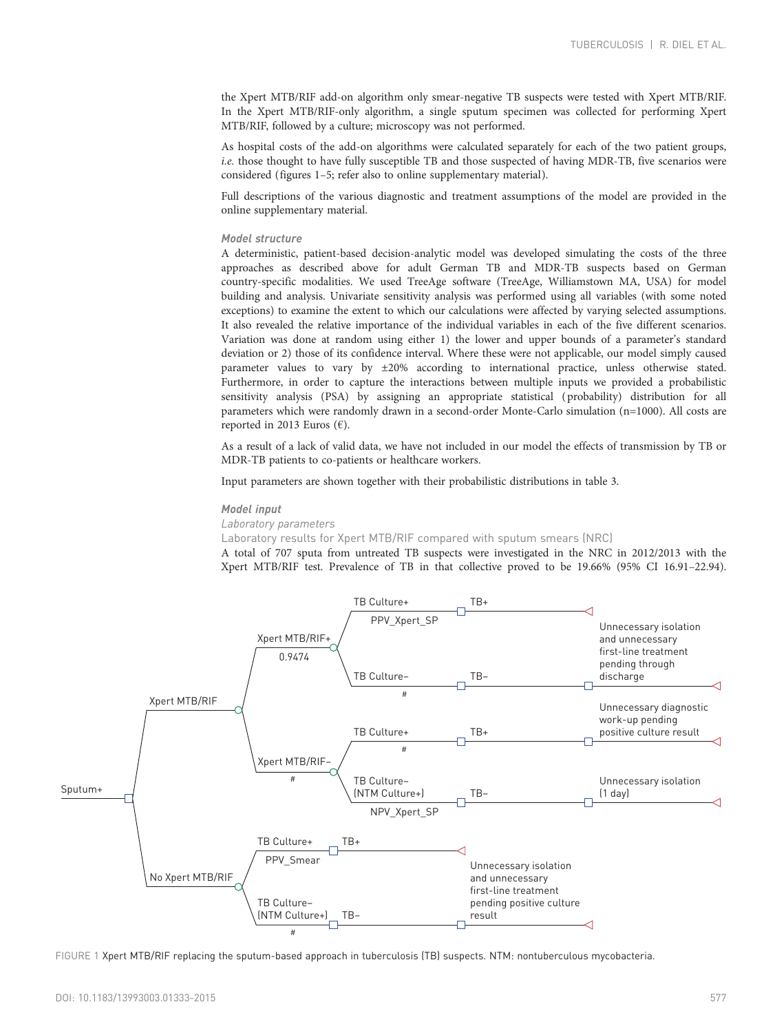the Xpert MTB/RIF add-on algorithm only smear-negative TB suspects were tested with Xpert MTB/RIF. In the Xpert MTB/RIF-only algorithm, a single sputum specimen was collected for performing Xpert MTB/RIF, followed by a culture; microscopy was not performed.

As hospital costs of the add-on algorithms were calculated separately for each of the two patient groups, *i.e.* those thought to have fully susceptible TB and those suspected of having MDR-TB, five scenarios were considered (figures 1–5; refer also to online supplementary material).

Full descriptions of the various diagnostic and treatment assumptions of the model are provided in the online supplementary material.

### Model structure

A deterministic, patient-based decision-analytic model was developed simulating the costs of the three approaches as described above for adult German TB and MDR-TB suspects based on German country-specific modalities. We used TreeAge software (TreeAge, Williamstown MA, USA) for model building and analysis. Univariate sensitivity analysis was performed using all variables (with some noted exceptions) to examine the extent to which our calculations were affected by varying selected assumptions. It also revealed the relative importance of the individual variables in each of the five different scenarios. Variation was done at random using either 1) the lower and upper bounds of a parameter's standard deviation or 2) those of its confidence interval. Where these were not applicable, our model simply caused parameter values to vary by ±20% according to international practice, unless otherwise stated. Furthermore, in order to capture the interactions between multiple inputs we provided a probabilistic sensitivity analysis (PSA) by assigning an appropriate statistical (probability) distribution for all parameters which were randomly drawn in a second-order Monte-Carlo simulation (n=1000). All costs are reported in 2013 Euros (€).

As a result of a lack of valid data, we have not included in our model the effects of transmission by TB or MDR-TB patients to co-patients or healthcare workers.

Input parameters are shown together with their probabilistic distributions in table 3.

### Model input

#### *Laboratory parameters*

##### Laboratory results for Xpert MTB/RIF compared with sputum smears (NRC)

A total of 707 sputa from untreated TB suspects were investigated in the NRC in 2012/2013 with the Xpert MTB/RIF test. Prevalence of TB in that collective proved to be 19.66% (95% CI 16.91–22.94).

FIGURE 1 Xpert MTB/RIF replacing the sputum-based approach in tuberculosis (TB) suspects. NTM: nontuberculous mycobacteria.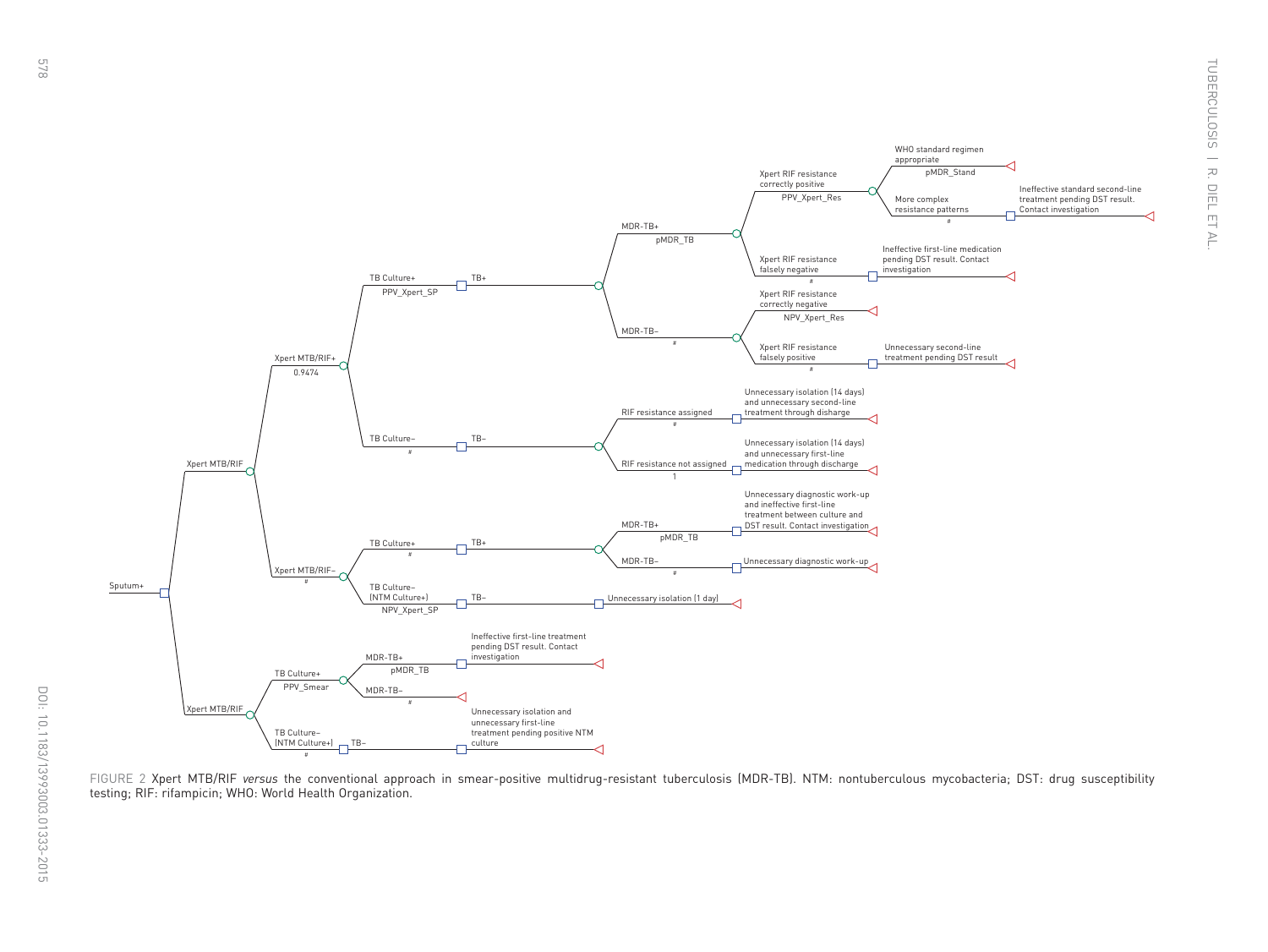- Sputum+
  - Xpert MTB/RIF
    - Xpert MTB/RIF+ (0.9474)
      - TB Culture+ (PPV_Xpert_SP) → TB+
        - MDR-TB+ (pMDR_TB)
          - Xpert RIF resistance correctly positive (PPV_Xpert_Res)
            - WHO standard regimen appropriate (pMDR_Stand)
            - More complex resistance patterns (#) → Ineffective standard second-line treatment pending DST result. Contact investigation
          - Xpert RIF resistance falsely negative (#) → Ineffective first-line medication pending DST result. Contact investigation
        - MDR-TB− (#)
          - Xpert RIF resistance correctly negative (NPV_Xpert_Res)
          - Xpert RIF resistance falsely positive (#) → Unnecessary second-line treatment pending DST result
      - TB Culture− (#) → TB−
        - RIF resistance assigned (#) → Unnecessary isolation (14 days) and unnecessary second-line treatment through disharge
        - RIF resistance not assigned (1) → Unnecessary isolation (14 days) and unnecessary first-line medication through discharge
    - Xpert MTB/RIF− (#)
      - TB Culture+ (#) → TB+
        - MDR-TB+ (pMDR_TB) → Unnecessary diagnostic work-up and ineffective first-line treatment between culture and DST result. Contact investigation
        - MDR-TB− (#) → Unnecessary diagnostic work-up
      - TB Culture− (NTM Culture+) (NPV_Xpert_SP) → TB− → Unnecessary isolation (1 day)
  - Xpert MTB/RIF
    - TB Culture+ (PPV_Smear)
      - MDR-TB+ (pMDR_TB) → Ineffective first-line treatment pending DST result. Contact investigation
      - MDR-TB− (#)
    - TB Culture− (NTM Culture+) (#) → TB− → Unnecessary isolation and unnecessary first-line treatment pending positive NTM culture

FIGURE 2 Xpert MTB/RIF *versus* the conventional approach in smear-positive multidrug-resistant tuberculosis (MDR-TB). NTM: nontuberculous mycobacteria; DST: drug susceptibility testing; RIF: rifampicin; WHO: World Health Organization.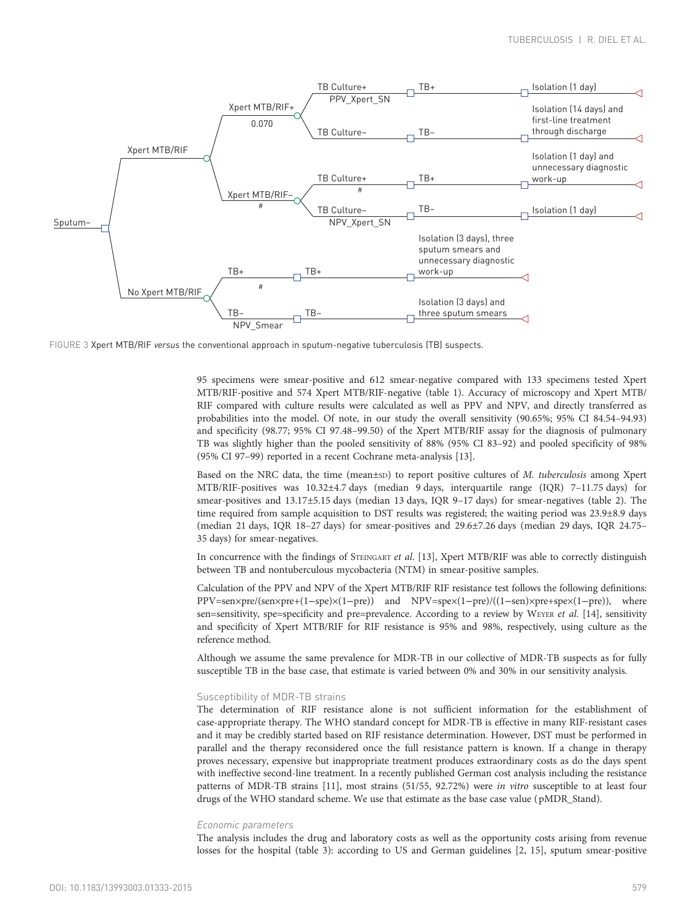FIGURE 3 Xpert MTB/RIF *versus* the conventional approach in sputum-negative tuberculosis (TB) suspects.

95 specimens were smear-positive and 612 smear-negative compared with 133 specimens tested Xpert MTB/RIF-positive and 574 Xpert MTB/RIF-negative (table 1). Accuracy of microscopy and Xpert MTB/RIF compared with culture results were calculated as well as PPV and NPV, and directly transferred as probabilities into the model. Of note, in our study the overall sensitivity (90.65%; 95% CI 84.54–94.93) and specificity (98.77; 95% CI 97.48–99.50) of the Xpert MTB/RIF assay for the diagnosis of pulmonary TB was slightly higher than the pooled sensitivity of 88% (95% CI 83–92) and pooled specificity of 98% (95% CI 97–99) reported in a recent Cochrane meta-analysis [13].

Based on the NRC data, the time (mean±SD) to report positive cultures of *M. tuberculosis* among Xpert MTB/RIF-positives was 10.32±4.7 days (median 9 days, interquartile range (IQR) 7–11.75 days) for smear-positives and 13.17±5.15 days (median 13 days, IQR 9–17 days) for smear-negatives (table 2). The time required from sample acquisition to DST results was registered; the waiting period was 23.9±8.9 days (median 21 days, IQR 18–27 days) for smear-positives and 29.6±7.26 days (median 29 days, IQR 24.75–35 days) for smear-negatives.

In concurrence with the findings of STEINGART *et al.* [13], Xpert MTB/RIF was able to correctly distinguish between TB and nontuberculous mycobacteria (NTM) in smear-positive samples.

Calculation of the PPV and NPV of the Xpert MTB/RIF RIF resistance test follows the following definitions: $PPV=sen\times pre/(sen\times pre+(1-spe)\times(1-pre))$ and $NPV=spe\times(1-pre)/((1-sen)\times pre+spe\times(1-pre))$, where sen=sensitivity, spe=specificity and pre=prevalence. According to a review by WEYER *et al.* [14], sensitivity and specificity of Xpert MTB/RIF for RIF resistance is 95% and 98%, respectively, using culture as the reference method.

Although we assume the same prevalence for MDR-TB in our collective of MDR-TB suspects as for fully susceptible TB in the base case, that estimate is varied between 0% and 30% in our sensitivity analysis.

### Susceptibility of MDR-TB strains

The determination of RIF resistance alone is not sufficient information for the establishment of case-appropriate therapy. The WHO standard concept for MDR-TB is effective in many RIF-resistant cases and it may be credibly started based on RIF resistance determination. However, DST must be performed in parallel and the therapy reconsidered once the full resistance pattern is known. If a change in therapy proves necessary, expensive but inappropriate treatment produces extraordinary costs as do the days spent with ineffective second-line treatment. In a recently published German cost analysis including the resistance patterns of MDR-TB strains [11], most strains (51/55, 92.72%) were *in vitro* susceptible to at least four drugs of the WHO standard scheme. We use that estimate as the base case value (pMDR_Stand).

### *Economic parameters*

The analysis includes the drug and laboratory costs as well as the opportunity costs arising from revenue losses for the hospital (table 3): according to US and German guidelines [2, 15], sputum smear-positive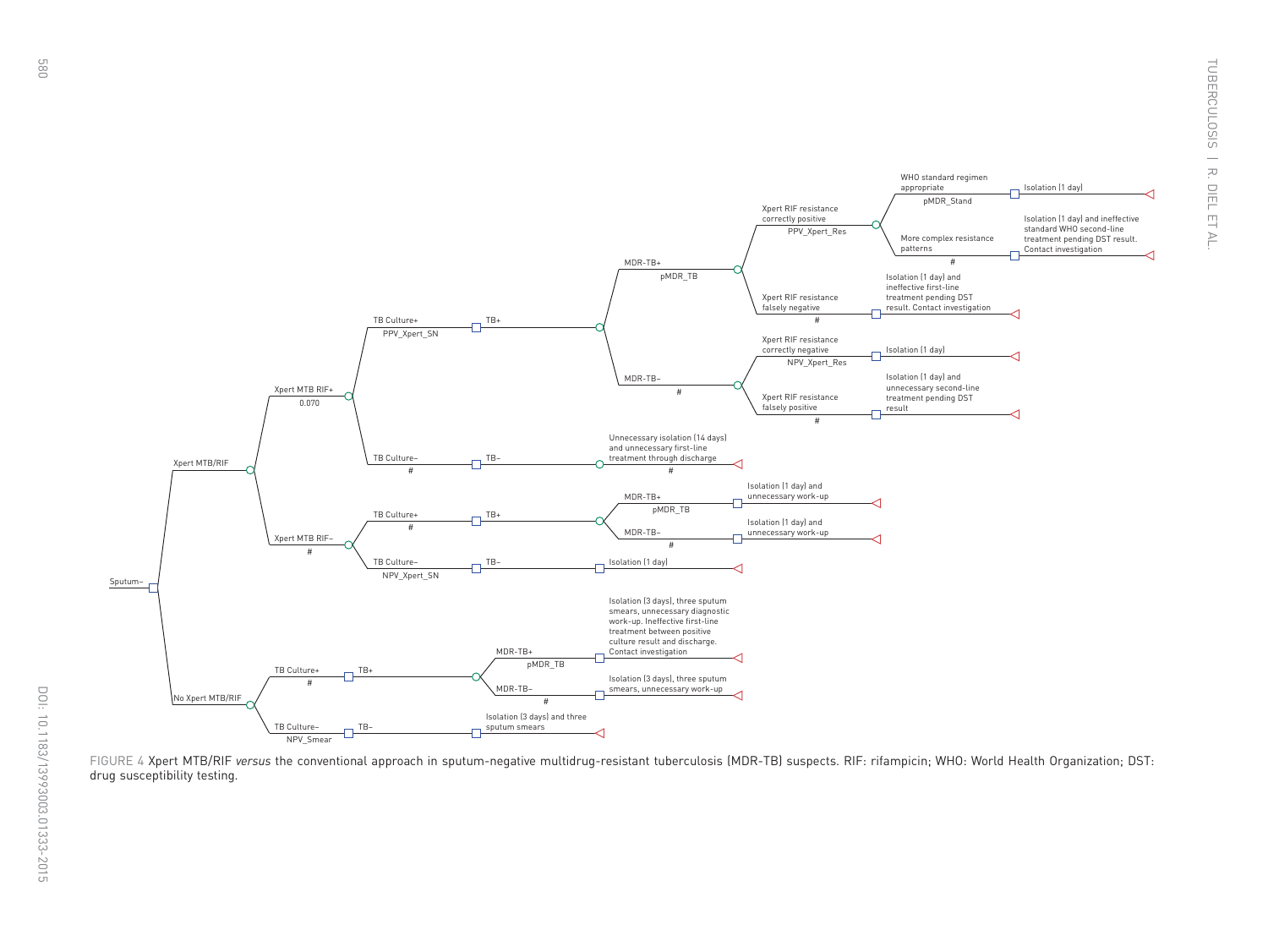FIGURE 4 Xpert MTB/RIF *versus* the conventional approach in sputum-negative multidrug-resistant tuberculosis (MDR-TB) suspects. RIF: rifampicin; WHO: World Health Organization; DST: drug susceptibility testing.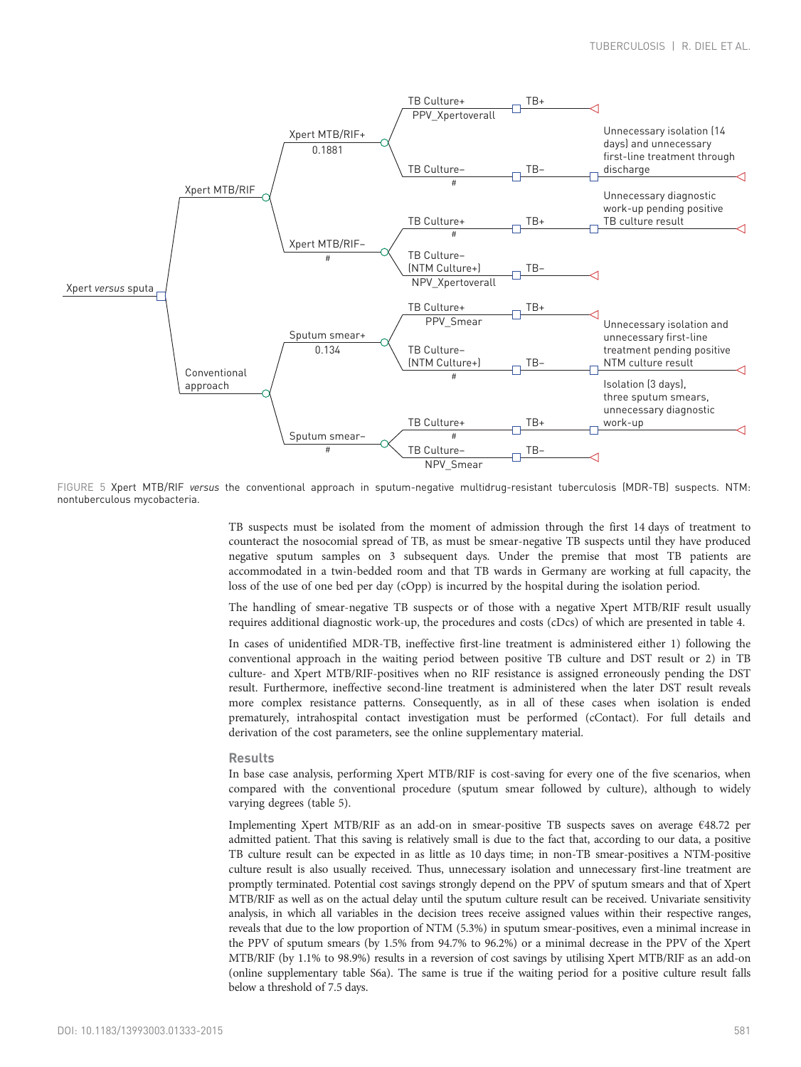FIGURE 5 Xpert MTB/RIF *versus* the conventional approach in sputum-negative multidrug-resistant tuberculosis (MDR-TB) suspects. NTM: nontuberculous mycobacteria.

TB suspects must be isolated from the moment of admission through the first 14 days of treatment to counteract the nosocomial spread of TB, as must be smear-negative TB suspects until they have produced negative sputum samples on 3 subsequent days. Under the premise that most TB patients are accommodated in a twin-bedded room and that TB wards in Germany are working at full capacity, the loss of the use of one bed per day (cOpp) is incurred by the hospital during the isolation period.

The handling of smear-negative TB suspects or of those with a negative Xpert MTB/RIF result usually requires additional diagnostic work-up, the procedures and costs (cDcs) of which are presented in table 4.

In cases of unidentified MDR-TB, ineffective first-line treatment is administered either 1) following the conventional approach in the waiting period between positive TB culture and DST result or 2) in TB culture- and Xpert MTB/RIF-positives when no RIF resistance is assigned erroneously pending the DST result. Furthermore, ineffective second-line treatment is administered when the later DST result reveals more complex resistance patterns. Consequently, as in all of these cases when isolation is ended prematurely, intrahospital contact investigation must be performed (cContact). For full details and derivation of the cost parameters, see the online supplementary material.

## Results

In base case analysis, performing Xpert MTB/RIF is cost-saving for every one of the five scenarios, when compared with the conventional procedure (sputum smear followed by culture), although to widely varying degrees (table 5).

Implementing Xpert MTB/RIF as an add-on in smear-positive TB suspects saves on average €48.72 per admitted patient. That this saving is relatively small is due to the fact that, according to our data, a positive TB culture result can be expected in as little as 10 days time; in non-TB smear-positives a NTM-positive culture result is also usually received. Thus, unnecessary isolation and unnecessary first-line treatment are promptly terminated. Potential cost savings strongly depend on the PPV of sputum smears and that of Xpert MTB/RIF as well as on the actual delay until the sputum culture result can be received. Univariate sensitivity analysis, in which all variables in the decision trees receive assigned values within their respective ranges, reveals that due to the low proportion of NTM (5.3%) in sputum smear-positives, even a minimal increase in the PPV of sputum smears (by 1.5% from 94.7% to 96.2%) or a minimal decrease in the PPV of the Xpert MTB/RIF (by 1.1% to 98.9%) results in a reversion of cost savings by utilising Xpert MTB/RIF as an add-on (online supplementary table S6a). The same is true if the waiting period for a positive culture result falls below a threshold of 7.5 days.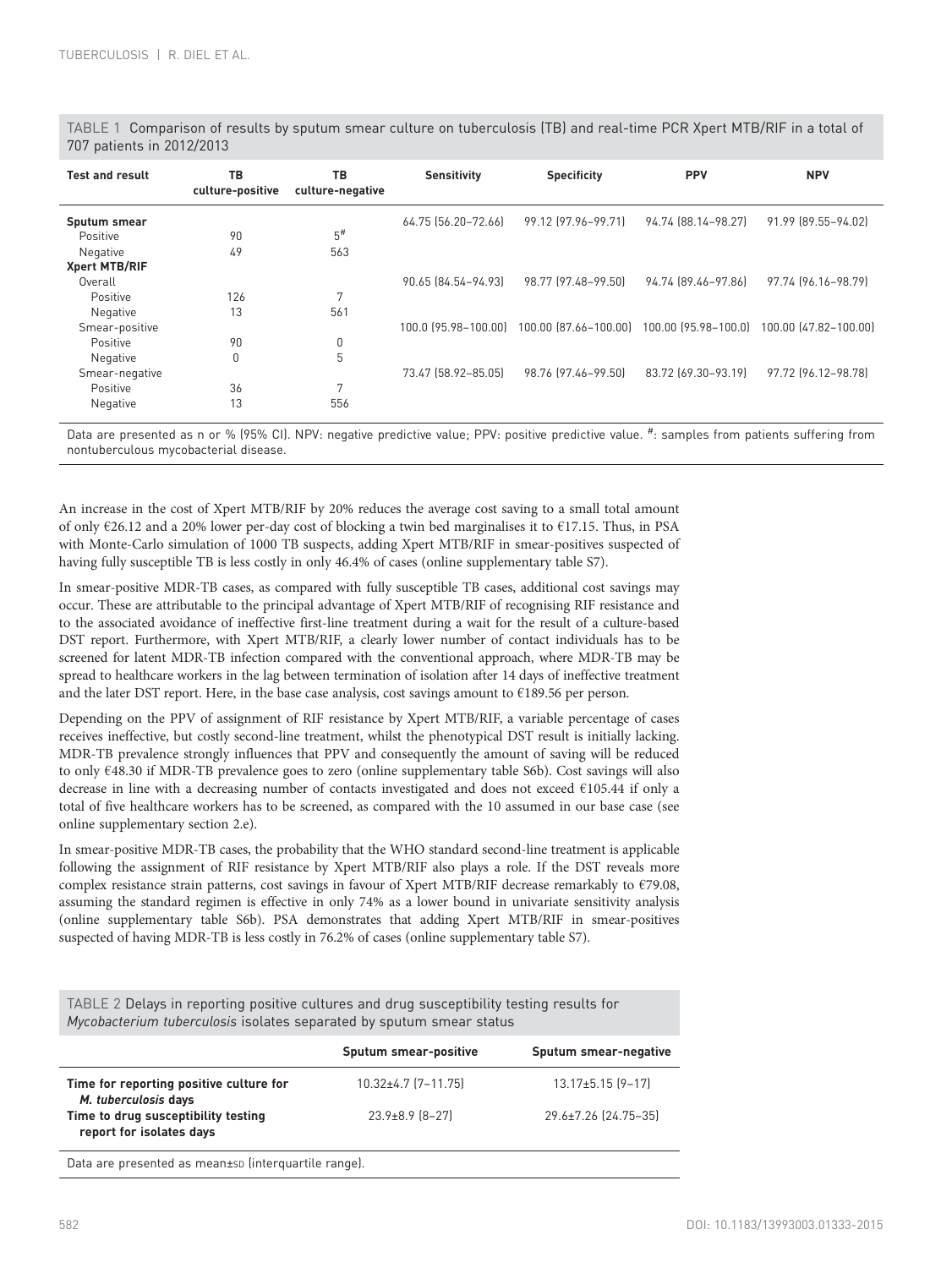TABLE 1 Comparison of results by sputum smear culture on tuberculosis (TB) and real-time PCR Xpert MTB/RIF in a total of 707 patients in 2012/2013

| Test and result | TB culture-positive | TB culture-negative | Sensitivity | Specificity | PPV | NPV |
|---|---|---|---|---|---|---|
| **Sputum smear** | | | 64.75 (56.20–72.66) | 99.12 (97.96–99.71) | 94.74 (88.14–98.27) | 91.99 (89.55–94.02) |
| Positive | 90 | 5[#] | | | | |
| Negative | 49 | 563 | | | | |
| **Xpert MTB/RIF** | | | | | | |
| Overall | | | 90.65 (84.54–94.93) | 98.77 (97.48–99.50) | 94.74 (89.46–97.86) | 97.74 (96.16–98.79) |
| Positive | 126 | 7 | | | | |
| Negative | 13 | 561 | | | | |
| Smear-positive | | | 100.0 (95.98–100.00) | 100.00 (87.66–100.00) | 100.00 (95.98–100.0) | 100.00 (47.82–100.00) |
| Positive | 90 | 0 | | | | |
| Negative | 0 | 5 | | | | |
| Smear-negative | | | 73.47 (58.92–85.05) | 98.76 (97.46–99.50) | 83.72 (69.30–93.19) | 97.72 (96.12–98.78) |
| Positive | 36 | 7 | | | | |
| Negative | 13 | 556 | | | | |

Data are presented as n or % (95% CI). NPV: negative predictive value; PPV: positive predictive value. #: samples from patients suffering from nontuberculous mycobacterial disease.

An increase in the cost of Xpert MTB/RIF by 20% reduces the average cost saving to a small total amount of only €26.12 and a 20% lower per-day cost of blocking a twin bed marginalises it to €17.15. Thus, in PSA with Monte-Carlo simulation of 1000 TB suspects, adding Xpert MTB/RIF in smear-positives suspected of having fully susceptible TB is less costly in only 46.4% of cases (online supplementary table S7).

In smear-positive MDR-TB cases, as compared with fully susceptible TB cases, additional cost savings may occur. These are attributable to the principal advantage of Xpert MTB/RIF of recognising RIF resistance and to the associated avoidance of ineffective first-line treatment during a wait for the result of a culture-based DST report. Furthermore, with Xpert MTB/RIF, a clearly lower number of contact individuals has to be screened for latent MDR-TB infection compared with the conventional approach, where MDR-TB may be spread to healthcare workers in the lag between termination of isolation after 14 days of ineffective treatment and the later DST report. Here, in the base case analysis, cost savings amount to €189.56 per person.

Depending on the PPV of assignment of RIF resistance by Xpert MTB/RIF, a variable percentage of cases receives ineffective, but costly second-line treatment, whilst the phenotypical DST result is initially lacking. MDR-TB prevalence strongly influences that PPV and consequently the amount of saving will be reduced to only €48.30 if MDR-TB prevalence goes to zero (online supplementary table S6b). Cost savings will also decrease in line with a decreasing number of contacts investigated and does not exceed €105.44 if only a total of five healthcare workers has to be screened, as compared with the 10 assumed in our base case (see online supplementary section 2.e).

In smear-positive MDR-TB cases, the probability that the WHO standard second-line treatment is applicable following the assignment of RIF resistance by Xpert MTB/RIF also plays a role. If the DST reveals more complex resistance strain patterns, cost savings in favour of Xpert MTB/RIF decrease remarkably to €79.08, assuming the standard regimen is effective in only 74% as a lower bound in univariate sensitivity analysis (online supplementary table S6b). PSA demonstrates that adding Xpert MTB/RIF in smear-positives suspected of having MDR-TB is less costly in 76.2% of cases (online supplementary table S7).

TABLE 2 Delays in reporting positive cultures and drug susceptibility testing results for *Mycobacterium tuberculosis* isolates separated by sputum smear status

| | Sputum smear-positive | Sputum smear-negative |
|---|---|---|
| **Time for reporting positive culture for *M. tuberculosis* days** | 10.32±4.7 (7–11.75) | 13.17±5.15 (9–17) |
| **Time to drug susceptibility testing report for isolates days** | 23.9±8.9 (8–27) | 29.6±7.26 (24.75–35) |

Data are presented as mean±SD (interquartile range).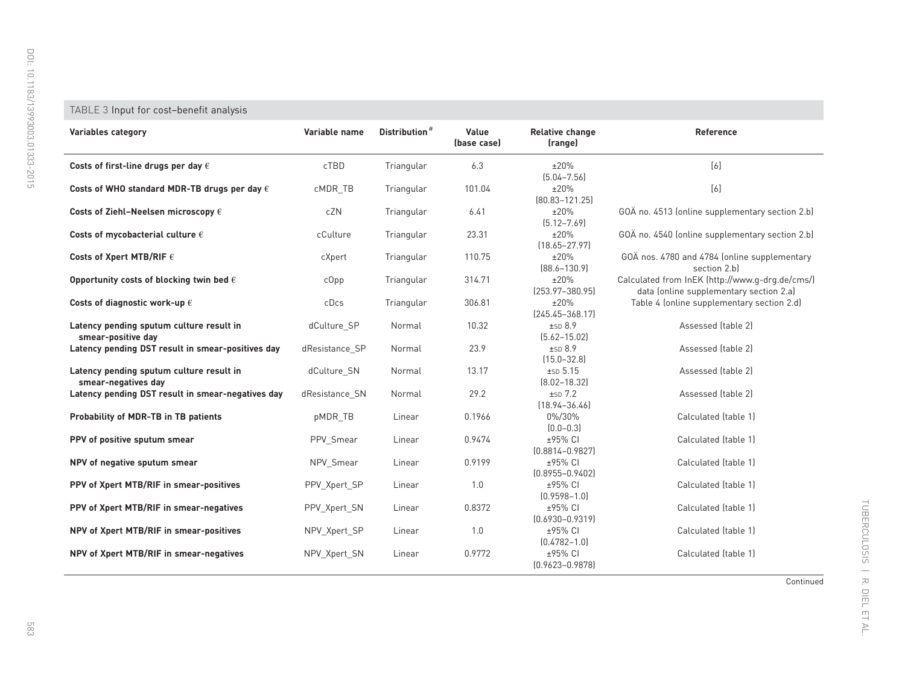TABLE 3 Input for cost–benefit analysis

| Variables category | Variable name | Distribution# | Value (base case) | Relative change (range) | Reference |
|---|---|---|---|---|---|
| **Costs of first-line drugs per day €** | cTBD | Triangular | 6.3 | ±20% (5.04–7.56) | [6] |
| **Costs of WHO standard MDR-TB drugs per day €** | cMDR_TB | Triangular | 101.04 | ±20% (80.83–121.25) | [6] |
| **Costs of Ziehl–Neelsen microscopy €** | cZN | Triangular | 6.41 | ±20% (5.12–7.69) | GOÄ no. 4513 (online supplementary section 2.b) |
| **Costs of mycobacterial culture €** | cCulture | Triangular | 23.31 | ±20% (18.65–27.97) | GOÄ no. 4540 (online supplementary section 2.b) |
| **Costs of Xpert MTB/RIF €** | cXpert | Triangular | 110.75 | ±20% (88.6–130.9) | GOÄ nos. 4780 and 4784 (online supplementary section 2.b) |
| **Opportunity costs of blocking twin bed €** | cOpp | Triangular | 314.71 | ±20% (253.97–380.95) | Calculated from InEK (http://www.g-drg.de/cms/) data (online supplementary section 2.a) |
| **Costs of diagnostic work-up €** | cDcs | Triangular | 306.81 | ±20% (245.45–368.17) | Table 4 (online supplementary section 2.d) |
| **Latency pending sputum culture result in smear-positive day** | dCulture_SP | Normal | 10.32 | ±SD 8.9 (5.62–15.02) | Assessed (table 2) |
| **Latency pending DST result in smear-positives day** | dResistance_SP | Normal | 23.9 | ±SD 8.9 (15.0–32.8) | Assessed (table 2) |
| **Latency pending sputum culture result in smear-negatives day** | dCulture_SN | Normal | 13.17 | ±SD 5.15 (8.02–18.32) | Assessed (table 2) |
| **Latency pending DST result in smear-negatives day** | dResistance_SN | Normal | 29.2 | ±SD 7.2 (18.94–36.46) | Assessed (table 2) |
| **Probability of MDR-TB in TB patients** | pMDR_TB | Linear | 0.1966 | 0%/30% (0.0–0.3) | Calculated (table 1) |
| **PPV of positive sputum smear** | PPV_Smear | Linear | 0.9474 | ±95% CI (0.8814–0.9827) | Calculated (table 1) |
| **NPV of negative sputum smear** | NPV_Smear | Linear | 0.9199 | ±95% CI (0.8955–0.9402) | Calculated (table 1) |
| **PPV of Xpert MTB/RIF in smear-positives** | PPV_Xpert_SP | Linear | 1.0 | ±95% CI (0.9598–1.0) | Calculated (table 1) |
| **PPV of Xpert MTB/RIF in smear-negatives** | PPV_Xpert_SN | Linear | 0.8372 | ±95% CI (0.6930–0.9319) | Calculated (table 1) |
| **NPV of Xpert MTB/RIF in smear-positives** | NPV_Xpert_SP | Linear | 1.0 | ±95% CI (0.4782–1.0) | Calculated (table 1) |
| **NPV of Xpert MTB/RIF in smear-negatives** | NPV_Xpert_SN | Linear | 0.9772 | ±95% CI (0.9623–0.9878) | Calculated (table 1) |

Continued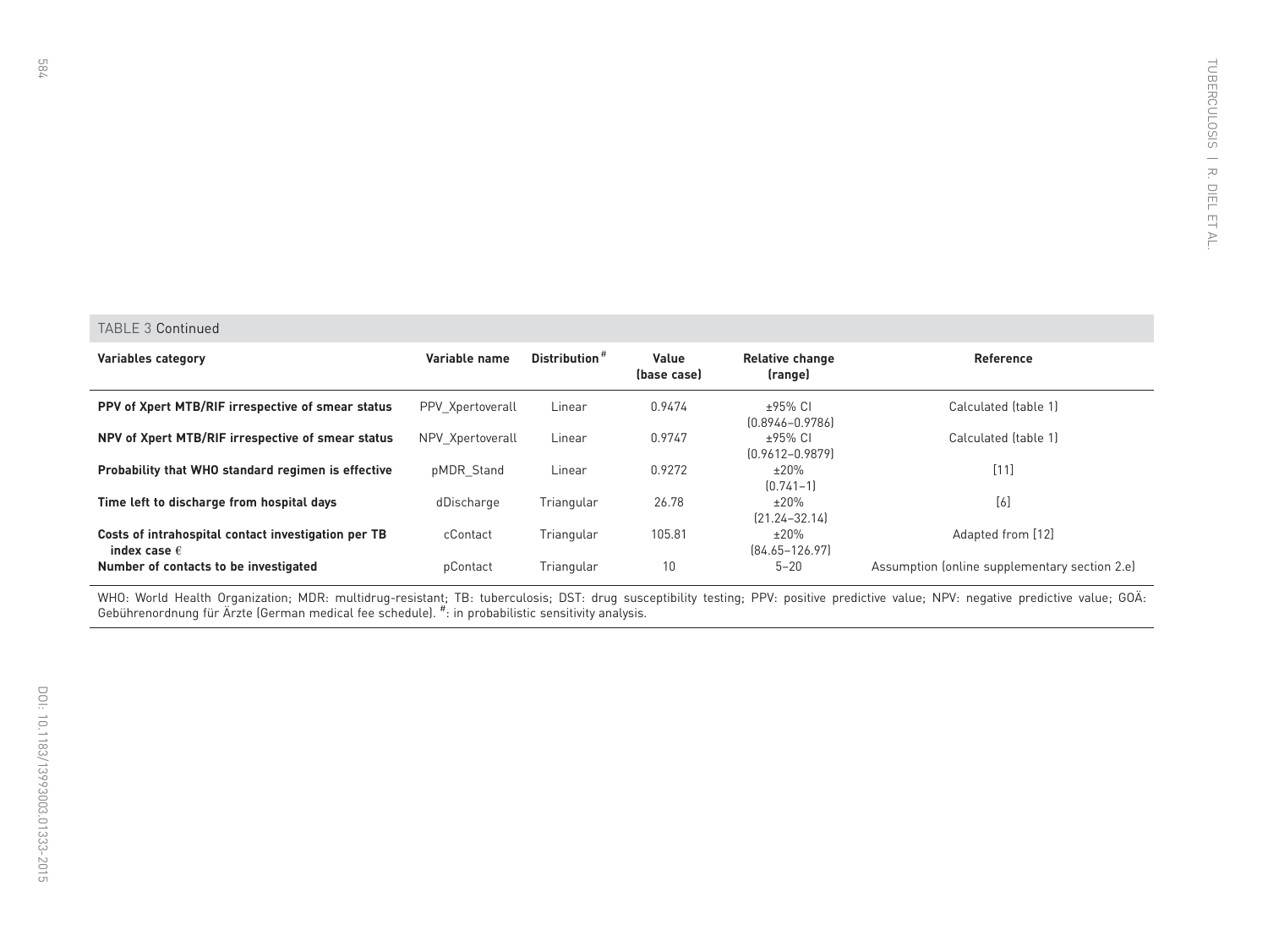TABLE 3 Continued

| Variables category | Variable name | Distribution[#] | Value (base case) | Relative change (range) | Reference |
|---|---|---|---|---|---|
| **PPV of Xpert MTB/RIF irrespective of smear status** | PPV_Xpertoverall | Linear | 0.9474 | ±95% CI (0.8946–0.9786) | Calculated (table 1) |
| **NPV of Xpert MTB/RIF irrespective of smear status** | NPV_Xpertoverall | Linear | 0.9747 | ±95% CI (0.9612–0.9879) | Calculated (table 1) |
| **Probability that WHO standard regimen is effective** | pMDR_Stand | Linear | 0.9272 | ±20% (0.741–1) | [11] |
| **Time left to discharge from hospital days** | dDischarge | Triangular | 26.78 | ±20% (21.24–32.14) | [6] |
| **Costs of intrahospital contact investigation per TB index case €** | cContact | Triangular | 105.81 | ±20% (84.65–126.97) | Adapted from [12] |
| **Number of contacts to be investigated** | pContact | Triangular | 10 | 5–20 | Assumption (online supplementary section 2.e) |

WHO: World Health Organization; MDR: multidrug-resistant; TB: tuberculosis; DST: drug susceptibility testing; PPV: positive predictive value; NPV: negative predictive value; GOÄ: Gebührenordnung für Ärzte (German medical fee schedule). #: in probabilistic sensitivity analysis.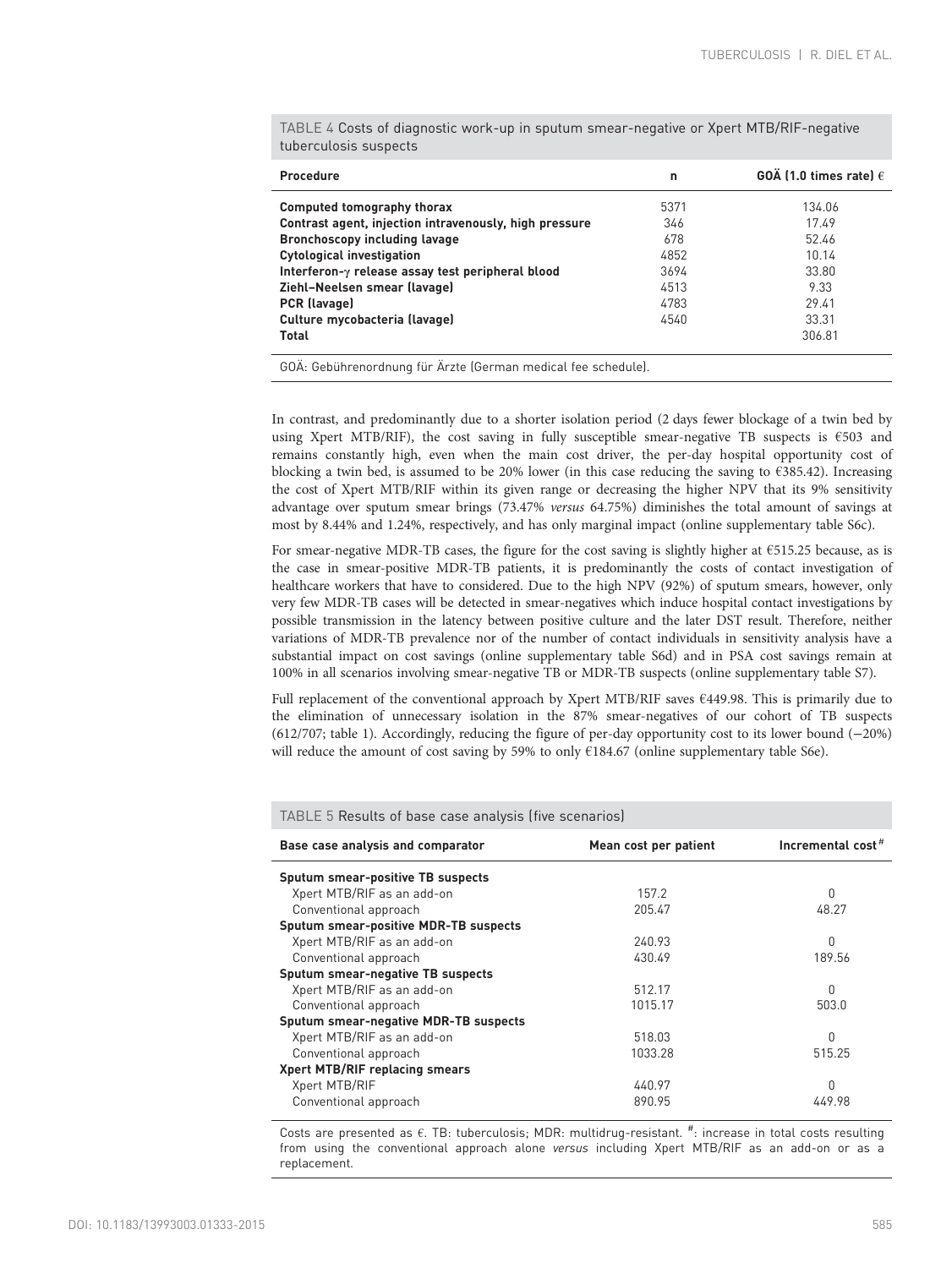TABLE 4 Costs of diagnostic work-up in sputum smear-negative or Xpert MTB/RIF-negative tuberculosis suspects

| Procedure | n | GOÄ (1.0 times rate) € |
|---|---|---|
| Computed tomography thorax | 5371 | 134.06 |
| Contrast agent, injection intravenously, high pressure | 346 | 17.49 |
| Bronchoscopy including lavage | 678 | 52.46 |
| Cytological investigation | 4852 | 10.14 |
| Interferon-γ release assay test peripheral blood | 3694 | 33.80 |
| Ziehl–Neelsen smear (lavage) | 4513 | 9.33 |
| PCR (lavage) | 4783 | 29.41 |
| Culture mycobacteria (lavage) | 4540 | 33.31 |
| Total | | 306.81 |

GOÄ: Gebührenordnung für Ärzte (German medical fee schedule).

In contrast, and predominantly due to a shorter isolation period (2 days fewer blockage of a twin bed by using Xpert MTB/RIF), the cost saving in fully susceptible smear-negative TB suspects is €503 and remains constantly high, even when the main cost driver, the per-day hospital opportunity cost of blocking a twin bed, is assumed to be 20% lower (in this case reducing the saving to €385.42). Increasing the cost of Xpert MTB/RIF within its given range or decreasing the higher NPV that its 9% sensitivity advantage over sputum smear brings (73.47% *versus* 64.75%) diminishes the total amount of savings at most by 8.44% and 1.24%, respectively, and has only marginal impact (online supplementary table S6c).

For smear-negative MDR-TB cases, the figure for the cost saving is slightly higher at €515.25 because, as is the case in smear-positive MDR-TB patients, it is predominantly the costs of contact investigation of healthcare workers that have to considered. Due to the high NPV (92%) of sputum smears, however, only very few MDR-TB cases will be detected in smear-negatives which induce hospital contact investigations by possible transmission in the latency between positive culture and the later DST result. Therefore, neither variations of MDR-TB prevalence nor of the number of contact individuals in sensitivity analysis have a substantial impact on cost savings (online supplementary table S6d) and in PSA cost savings remain at 100% in all scenarios involving smear-negative TB or MDR-TB suspects (online supplementary table S7).

Full replacement of the conventional approach by Xpert MTB/RIF saves €449.98. This is primarily due to the elimination of unnecessary isolation in the 87% smear-negatives of our cohort of TB suspects (612/707; table 1). Accordingly, reducing the figure of per-day opportunity cost to its lower bound (−20%) will reduce the amount of cost saving by 59% to only €184.67 (online supplementary table S6e).

TABLE 5 Results of base case analysis (five scenarios)

| Base case analysis and comparator | Mean cost per patient | Incremental cost[#] |
|---|---|---|
| **Sputum smear-positive TB suspects** | | |
| Xpert MTB/RIF as an add-on | 157.2 | 0 |
| Conventional approach | 205.47 | 48.27 |
| **Sputum smear-positive MDR-TB suspects** | | |
| Xpert MTB/RIF as an add-on | 240.93 | 0 |
| Conventional approach | 430.49 | 189.56 |
| **Sputum smear-negative TB suspects** | | |
| Xpert MTB/RIF as an add-on | 512.17 | 0 |
| Conventional approach | 1015.17 | 503.0 |
| **Sputum smear-negative MDR-TB suspects** | | |
| Xpert MTB/RIF as an add-on | 518.03 | 0 |
| Conventional approach | 1033.28 | 515.25 |
| **Xpert MTB/RIF replacing smears** | | |
| Xpert MTB/RIF | 440.97 | 0 |
| Conventional approach | 890.95 | 449.98 |

Costs are presented as €. TB: tuberculosis; MDR: multidrug-resistant. [#]: increase in total costs resulting from using the conventional approach alone *versus* including Xpert MTB/RIF as an add-on or as a replacement.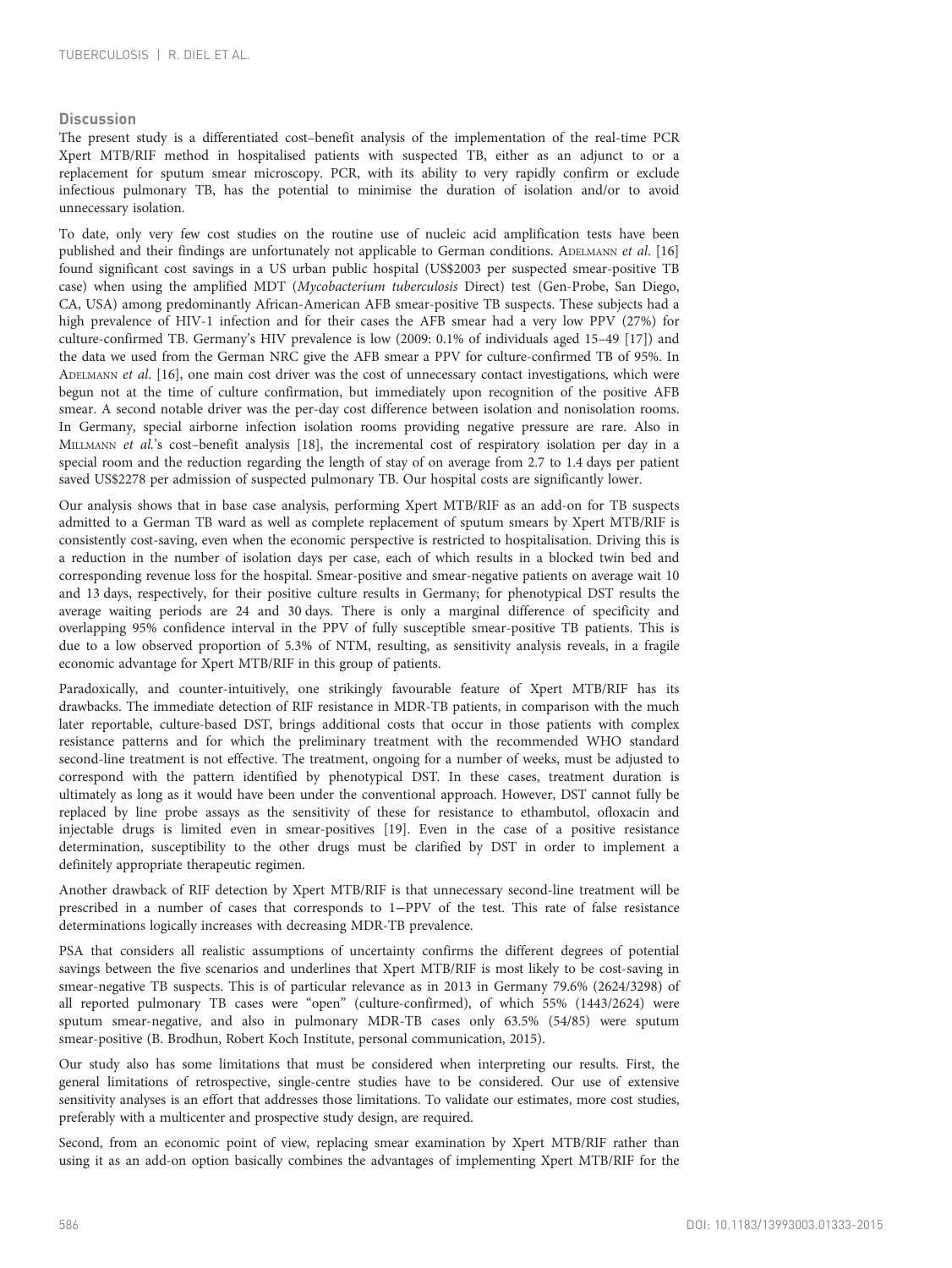## Discussion

The present study is a differentiated cost–benefit analysis of the implementation of the real-time PCR Xpert MTB/RIF method in hospitalised patients with suspected TB, either as an adjunct to or a replacement for sputum smear microscopy. PCR, with its ability to very rapidly confirm or exclude infectious pulmonary TB, has the potential to minimise the duration of isolation and/or to avoid unnecessary isolation.

To date, only very few cost studies on the routine use of nucleic acid amplification tests have been published and their findings are unfortunately not applicable to German conditions. ADELMANN *et al*. [16] found significant cost savings in a US urban public hospital (US$2003 per suspected smear-positive TB case) when using the amplified MDT (*Mycobacterium tuberculosis* Direct) test (Gen-Probe, San Diego, CA, USA) among predominantly African-American AFB smear-positive TB suspects. These subjects had a high prevalence of HIV-1 infection and for their cases the AFB smear had a very low PPV (27%) for culture-confirmed TB. Germany's HIV prevalence is low (2009: 0.1% of individuals aged 15–49 [17]) and the data we used from the German NRC give the AFB smear a PPV for culture-confirmed TB of 95%. In ADELMANN *et al*. [16], one main cost driver was the cost of unnecessary contact investigations, which were begun not at the time of culture confirmation, but immediately upon recognition of the positive AFB smear. A second notable driver was the per-day cost difference between isolation and nonisolation rooms. In Germany, special airborne infection isolation rooms providing negative pressure are rare. Also in MILLMANN *et al*.'s cost–benefit analysis [18], the incremental cost of respiratory isolation per day in a special room and the reduction regarding the length of stay of on average from 2.7 to 1.4 days per patient saved US$2278 per admission of suspected pulmonary TB. Our hospital costs are significantly lower.

Our analysis shows that in base case analysis, performing Xpert MTB/RIF as an add-on for TB suspects admitted to a German TB ward as well as complete replacement of sputum smears by Xpert MTB/RIF is consistently cost-saving, even when the economic perspective is restricted to hospitalisation. Driving this is a reduction in the number of isolation days per case, each of which results in a blocked twin bed and corresponding revenue loss for the hospital. Smear-positive and smear-negative patients on average wait 10 and 13 days, respectively, for their positive culture results in Germany; for phenotypical DST results the average waiting periods are 24 and 30 days. There is only a marginal difference of specificity and overlapping 95% confidence interval in the PPV of fully susceptible smear-positive TB patients. This is due to a low observed proportion of 5.3% of NTM, resulting, as sensitivity analysis reveals, in a fragile economic advantage for Xpert MTB/RIF in this group of patients.

Paradoxically, and counter-intuitively, one strikingly favourable feature of Xpert MTB/RIF has its drawbacks. The immediate detection of RIF resistance in MDR-TB patients, in comparison with the much later reportable, culture-based DST, brings additional costs that occur in those patients with complex resistance patterns and for which the preliminary treatment with the recommended WHO standard second-line treatment is not effective. The treatment, ongoing for a number of weeks, must be adjusted to correspond with the pattern identified by phenotypical DST. In these cases, treatment duration is ultimately as long as it would have been under the conventional approach. However, DST cannot fully be replaced by line probe assays as the sensitivity of these for resistance to ethambutol, ofloxacin and injectable drugs is limited even in smear-positives [19]. Even in the case of a positive resistance determination, susceptibility to the other drugs must be clarified by DST in order to implement a definitely appropriate therapeutic regimen.

Another drawback of RIF detection by Xpert MTB/RIF is that unnecessary second-line treatment will be prescribed in a number of cases that corresponds to 1−PPV of the test. This rate of false resistance determinations logically increases with decreasing MDR-TB prevalence.

PSA that considers all realistic assumptions of uncertainty confirms the different degrees of potential savings between the five scenarios and underlines that Xpert MTB/RIF is most likely to be cost-saving in smear-negative TB suspects. This is of particular relevance as in 2013 in Germany 79.6% (2624/3298) of all reported pulmonary TB cases were "open" (culture-confirmed), of which 55% (1443/2624) were sputum smear-negative, and also in pulmonary MDR-TB cases only 63.5% (54/85) were sputum smear-positive (B. Brodhun, Robert Koch Institute, personal communication, 2015).

Our study also has some limitations that must be considered when interpreting our results. First, the general limitations of retrospective, single-centre studies have to be considered. Our use of extensive sensitivity analyses is an effort that addresses those limitations. To validate our estimates, more cost studies, preferably with a multicenter and prospective study design, are required.

Second, from an economic point of view, replacing smear examination by Xpert MTB/RIF rather than using it as an add-on option basically combines the advantages of implementing Xpert MTB/RIF for the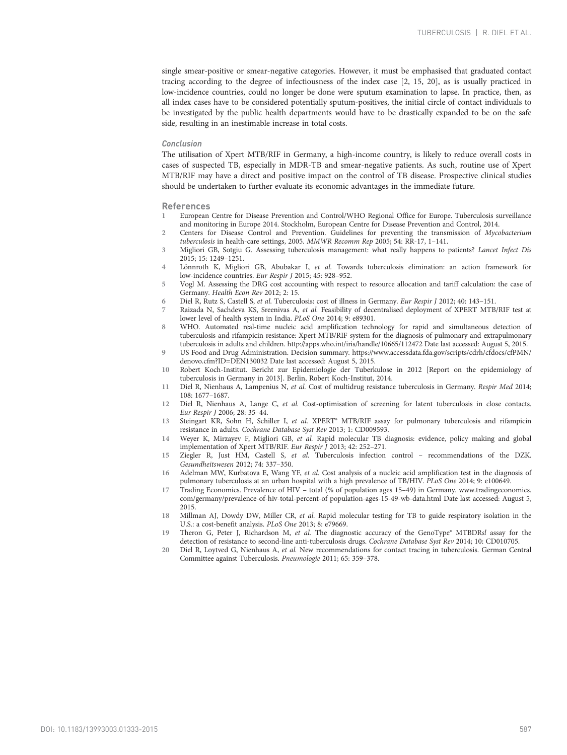single smear-positive or smear-negative categories. However, it must be emphasised that graduated contact tracing according to the degree of infectiousness of the index case [2, 15, 20], as is usually practiced in low-incidence countries, could no longer be done were sputum examination to lapse. In practice, then, as all index cases have to be considered potentially sputum-positives, the initial circle of contact individuals to be investigated by the public health departments would have to be drastically expanded to be on the safe side, resulting in an inestimable increase in total costs.

### Conclusion

The utilisation of Xpert MTB/RIF in Germany, a high-income country, is likely to reduce overall costs in cases of suspected TB, especially in MDR-TB and smear-negative patients. As such, routine use of Xpert MTB/RIF may have a direct and positive impact on the control of TB disease. Prospective clinical studies should be undertaken to further evaluate its economic advantages in the immediate future.

## References

1. European Centre for Disease Prevention and Control/WHO Regional Office for Europe. Tuberculosis surveillance and monitoring in Europe 2014. Stockholm, European Centre for Disease Prevention and Control, 2014.
2. Centers for Disease Control and Prevention. Guidelines for preventing the transmission of *Mycobacterium tuberculosis* in health-care settings, 2005. *MMWR Recomm Rep* 2005; 54: RR-17, 1–141.
3. Migliori GB, Sotgiu G. Assessing tuberculosis management: what really happens to patients? *Lancet Infect Dis* 2015; 15: 1249–1251.
4. Lönnroth K, Migliori GB, Abubakar I, *et al.* Towards tuberculosis elimination: an action framework for low-incidence countries. *Eur Respir J* 2015; 45: 928–952.
5. Vogl M. Assessing the DRG cost accounting with respect to resource allocation and tariff calculation: the case of Germany. *Health Econ Rev* 2012; 2: 15.
6. Diel R, Rutz S, Castell S, *et al.* Tuberculosis: cost of illness in Germany. *Eur Respir J* 2012; 40: 143–151.
7. Raizada N, Sachdeva KS, Sreenivas A, *et al.* Feasibility of decentralised deployment of XPERT MTB/RIF test at lower level of health system in India. *PLoS One* 2014; 9: e89301.
8. WHO. Automated real-time nucleic acid amplification technology for rapid and simultaneous detection of tuberculosis and rifampicin resistance: Xpert MTB/RIF system for the diagnosis of pulmonary and extrapulmonary tuberculosis in adults and children. http://apps.who.int/iris/handle/10665/112472 Date last accessed: August 5, 2015.
9. US Food and Drug Administration. Decision summary. https://www.accessdata.fda.gov/scripts/cdrh/cfdocs/cfPMN/denovo.cfm?ID=DEN130032 Date last accessed: August 5, 2015.
10. Robert Koch-Institut. Bericht zur Epidemiologie der Tuberkulose in 2012 [Report on the epidemiology of tuberculosis in Germany in 2013]. Berlin, Robert Koch-Institut, 2014.
11. Diel R, Nienhaus A, Lampenius N, *et al.* Cost of multidrug resistance tuberculosis in Germany. *Respir Med* 2014; 108: 1677–1687.
12. Diel R, Nienhaus A, Lange C, *et al.* Cost-optimisation of screening for latent tuberculosis in close contacts. *Eur Respir J* 2006; 28: 35–44.
13. Steingart KR, Sohn H, Schiller I, *et al.* XPERT® MTB/RIF assay for pulmonary tuberculosis and rifampicin resistance in adults. *Cochrane Database Syst Rev* 2013; 1: CD009593.
14. Weyer K, Mirzayev F, Migliori GB, *et al.* Rapid molecular TB diagnosis: evidence, policy making and global implementation of Xpert MTB/RIF. *Eur Respir J* 2013; 42: 252–271.
15. Ziegler R, Just HM, Castell S, *et al.* Tuberculosis infection control – recommendations of the DZK. *Gesundheitswesen* 2012; 74: 337–350.
16. Adelman MW, Kurbatova E, Wang YF, *et al.* Cost analysis of a nucleic acid amplification test in the diagnosis of pulmonary tuberculosis at an urban hospital with a high prevalence of TB/HIV. *PLoS One* 2014; 9: e100649.
17. Trading Economics. Prevalence of HIV – total (% of population ages 15–49) in Germany. www.tradingeconomics.com/germany/prevalence-of-hiv-total-percent-of population-ages-15-49-wb-data.html Date last accessed: August 5, 2015.
18. Millman AJ, Dowdy DW, Miller CR, *et al.* Rapid molecular testing for TB to guide respiratory isolation in the U.S.: a cost-benefit analysis. *PLoS One* 2013; 8: e79669.
19. Theron G, Peter J, Richardson M, *et al.* The diagnostic accuracy of the GenoType® MTBDR*sl* assay for the detection of resistance to second-line anti-tuberculosis drugs. *Cochrane Database Syst Rev* 2014; 10: CD010705.
20. Diel R, Loytved G, Nienhaus A, *et al.* New recommendations for contact tracing in tuberculosis. German Central Committee against Tuberculosis. *Pneumologie* 2011; 65: 359–378.